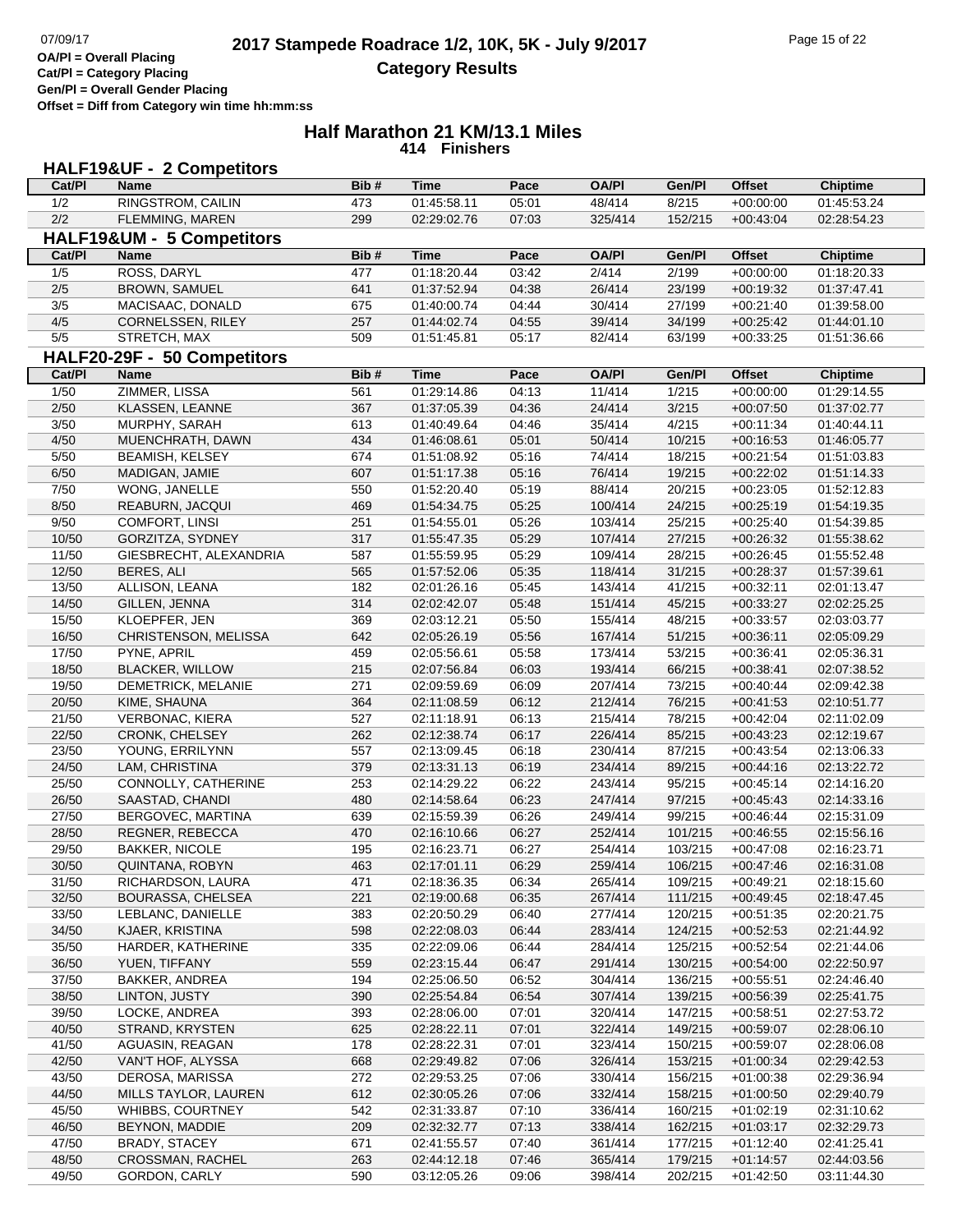# 2017 Stampede Roadrace 1/2, 10K, 5K - July 9/2017

## Category Results

OA/Pl = Overall Placing
Cat/Pl = Category Placing
Gen/Pl = Overall Gender Placing
Offset = Diff from Category win time hh:mm:ss

## Half Marathon 21 KM/13.1 Miles

**414 Finishers**

### HALF19&UF - 2 Competitors

| Cat/Pl | Name | Bib # | Time | Pace | OA/Pl | Gen/Pl | Offset | Chiptime |
|---|---|---|---|---|---|---|---|---|
| 1/2 | RINGSTROM, CAILIN | 473 | 01:45:58.11 | 05:01 | 48/414 | 8/215 | +00:00:00 | 01:45:53.24 |
| 2/2 | FLEMMING, MAREN | 299 | 02:29:02.76 | 07:03 | 325/414 | 152/215 | +00:43:04 | 02:28:54.23 |

### HALF19&UM - 5 Competitors

| Cat/Pl | Name | Bib # | Time | Pace | OA/Pl | Gen/Pl | Offset | Chiptime |
|---|---|---|---|---|---|---|---|---|
| 1/5 | ROSS, DARYL | 477 | 01:18:20.44 | 03:42 | 2/414 | 2/199 | +00:00:00 | 01:18:20.33 |
| 2/5 | BROWN, SAMUEL | 641 | 01:37:52.94 | 04:38 | 26/414 | 23/199 | +00:19:32 | 01:37:47.41 |
| 3/5 | MACISAAC, DONALD | 675 | 01:40:00.74 | 04:44 | 30/414 | 27/199 | +00:21:40 | 01:39:58.00 |
| 4/5 | CORNELSSEN, RILEY | 257 | 01:44:02.74 | 04:55 | 39/414 | 34/199 | +00:25:42 | 01:44:01.10 |
| 5/5 | STRETCH, MAX | 509 | 01:51:45.81 | 05:17 | 82/414 | 63/199 | +00:33:25 | 01:51:36.66 |

### HALF20-29F - 50 Competitors

| Cat/Pl | Name | Bib # | Time | Pace | OA/Pl | Gen/Pl | Offset | Chiptime |
|---|---|---|---|---|---|---|---|---|
| 1/50 | ZIMMER, LISSA | 561 | 01:29:14.86 | 04:13 | 11/414 | 1/215 | +00:00:00 | 01:29:14.55 |
| 2/50 | KLASSEN, LEANNE | 367 | 01:37:05.39 | 04:36 | 24/414 | 3/215 | +00:07:50 | 01:37:02.77 |
| 3/50 | MURPHY, SARAH | 613 | 01:40:49.64 | 04:46 | 35/414 | 4/215 | +00:11:34 | 01:40:44.11 |
| 4/50 | MUENCHRATH, DAWN | 434 | 01:46:08.61 | 05:01 | 50/414 | 10/215 | +00:16:53 | 01:46:05.77 |
| 5/50 | BEAMISH, KELSEY | 674 | 01:51:08.92 | 05:16 | 74/414 | 18/215 | +00:21:54 | 01:51:03.83 |
| 6/50 | MADIGAN, JAMIE | 607 | 01:51:17.38 | 05:16 | 76/414 | 19/215 | +00:22:02 | 01:51:14.33 |
| 7/50 | WONG, JANELLE | 550 | 01:52:20.40 | 05:19 | 88/414 | 20/215 | +00:23:05 | 01:52:12.83 |
| 8/50 | REABURN, JACQUI | 469 | 01:54:34.75 | 05:25 | 100/414 | 24/215 | +00:25:19 | 01:54:19.35 |
| 9/50 | COMFORT, LINSI | 251 | 01:54:55.01 | 05:26 | 103/414 | 25/215 | +00:25:40 | 01:54:39.85 |
| 10/50 | GORZITZA, SYDNEY | 317 | 01:55:47.35 | 05:29 | 107/414 | 27/215 | +00:26:32 | 01:55:38.62 |
| 11/50 | GIESBRECHT, ALEXANDRIA | 587 | 01:55:59.95 | 05:29 | 109/414 | 28/215 | +00:26:45 | 01:55:52.48 |
| 12/50 | BERES, ALI | 565 | 01:57:52.06 | 05:35 | 118/414 | 31/215 | +00:28:37 | 01:57:39.61 |
| 13/50 | ALLISON, LEANA | 182 | 02:01:26.16 | 05:45 | 143/414 | 41/215 | +00:32:11 | 02:01:13.47 |
| 14/50 | GILLEN, JENNA | 314 | 02:02:42.07 | 05:48 | 151/414 | 45/215 | +00:33:27 | 02:02:25.25 |
| 15/50 | KLOEPFER, JEN | 369 | 02:03:12.21 | 05:50 | 155/414 | 48/215 | +00:33:57 | 02:03:03.77 |
| 16/50 | CHRISTENSON, MELISSA | 642 | 02:05:26.19 | 05:56 | 167/414 | 51/215 | +00:36:11 | 02:05:09.29 |
| 17/50 | PYNE, APRIL | 459 | 02:05:56.61 | 05:58 | 173/414 | 53/215 | +00:36:41 | 02:05:36.31 |
| 18/50 | BLACKER, WILLOW | 215 | 02:07:56.84 | 06:03 | 193/414 | 66/215 | +00:38:41 | 02:07:38.52 |
| 19/50 | DEMETRICK, MELANIE | 271 | 02:09:59.69 | 06:09 | 207/414 | 73/215 | +00:40:44 | 02:09:42.38 |
| 20/50 | KIME, SHAUNA | 364 | 02:11:08.59 | 06:12 | 212/414 | 76/215 | +00:41:53 | 02:10:51.77 |
| 21/50 | VERBONAC, KIERA | 527 | 02:11:18.91 | 06:13 | 215/414 | 78/215 | +00:42:04 | 02:11:02.09 |
| 22/50 | CRONK, CHELSEY | 262 | 02:12:38.74 | 06:17 | 226/414 | 85/215 | +00:43:23 | 02:12:19.67 |
| 23/50 | YOUNG, ERRILYNN | 557 | 02:13:09.45 | 06:18 | 230/414 | 87/215 | +00:43:54 | 02:13:06.33 |
| 24/50 | LAM, CHRISTINA | 379 | 02:13:31.13 | 06:19 | 234/414 | 89/215 | +00:44:16 | 02:13:22.72 |
| 25/50 | CONNOLLY, CATHERINE | 253 | 02:14:29.22 | 06:22 | 243/414 | 95/215 | +00:45:14 | 02:14:16.20 |
| 26/50 | SAASTAD, CHANDI | 480 | 02:14:58.64 | 06:23 | 247/414 | 97/215 | +00:45:43 | 02:14:33.16 |
| 27/50 | BERGOVEC, MARTINA | 639 | 02:15:59.39 | 06:26 | 249/414 | 99/215 | +00:46:44 | 02:15:31.09 |
| 28/50 | REGNER, REBECCA | 470 | 02:16:10.66 | 06:27 | 252/414 | 101/215 | +00:46:55 | 02:15:56.16 |
| 29/50 | BAKKER, NICOLE | 195 | 02:16:23.71 | 06:27 | 254/414 | 103/215 | +00:47:08 | 02:16:23.71 |
| 30/50 | QUINTANA, ROBYN | 463 | 02:17:01.11 | 06:29 | 259/414 | 106/215 | +00:47:46 | 02:16:31.08 |
| 31/50 | RICHARDSON, LAURA | 471 | 02:18:36.35 | 06:34 | 265/414 | 109/215 | +00:49:21 | 02:18:15.60 |
| 32/50 | BOURASSA, CHELSEA | 221 | 02:19:00.68 | 06:35 | 267/414 | 111/215 | +00:49:45 | 02:18:47.45 |
| 33/50 | LEBLANC, DANIELLE | 383 | 02:20:50.29 | 06:40 | 277/414 | 120/215 | +00:51:35 | 02:20:21.75 |
| 34/50 | KJAER, KRISTINA | 598 | 02:22:08.03 | 06:44 | 283/414 | 124/215 | +00:52:53 | 02:21:44.92 |
| 35/50 | HARDER, KATHERINE | 335 | 02:22:09.06 | 06:44 | 284/414 | 125/215 | +00:52:54 | 02:21:44.06 |
| 36/50 | YUEN, TIFFANY | 559 | 02:23:15.44 | 06:47 | 291/414 | 130/215 | +00:54:00 | 02:22:50.97 |
| 37/50 | BAKKER, ANDREA | 194 | 02:25:06.50 | 06:52 | 304/414 | 136/215 | +00:55:51 | 02:24:46.40 |
| 38/50 | LINTON, JUSTY | 390 | 02:25:54.84 | 06:54 | 307/414 | 139/215 | +00:56:39 | 02:25:41.75 |
| 39/50 | LOCKE, ANDREA | 393 | 02:28:06.00 | 07:01 | 320/414 | 147/215 | +00:58:51 | 02:27:53.72 |
| 40/50 | STRAND, KRYSTEN | 625 | 02:28:22.11 | 07:01 | 322/414 | 149/215 | +00:59:07 | 02:28:06.10 |
| 41/50 | AGUASIN, REAGAN | 178 | 02:28:22.31 | 07:01 | 323/414 | 150/215 | +00:59:07 | 02:28:06.08 |
| 42/50 | VAN'T HOF, ALYSSA | 668 | 02:29:49.82 | 07:06 | 326/414 | 153/215 | +01:00:34 | 02:29:42.53 |
| 43/50 | DEROSA, MARISSA | 272 | 02:29:53.25 | 07:06 | 330/414 | 156/215 | +01:00:38 | 02:29:36.94 |
| 44/50 | MILLS TAYLOR, LAUREN | 612 | 02:30:05.26 | 07:06 | 332/414 | 158/215 | +01:00:50 | 02:29:40.79 |
| 45/50 | WHIBBS, COURTNEY | 542 | 02:31:33.87 | 07:10 | 336/414 | 160/215 | +01:02:19 | 02:31:10.62 |
| 46/50 | BEYNON, MADDIE | 209 | 02:32:32.77 | 07:13 | 338/414 | 162/215 | +01:03:17 | 02:32:29.73 |
| 47/50 | BRADY, STACEY | 671 | 02:41:55.57 | 07:40 | 361/414 | 177/215 | +01:12:40 | 02:41:25.41 |
| 48/50 | CROSSMAN, RACHEL | 263 | 02:44:12.18 | 07:46 | 365/414 | 179/215 | +01:14:57 | 02:44:03.56 |
| 49/50 | GORDON, CARLY | 590 | 03:12:05.26 | 09:06 | 398/414 | 202/215 | +01:42:50 | 03:11:44.30 |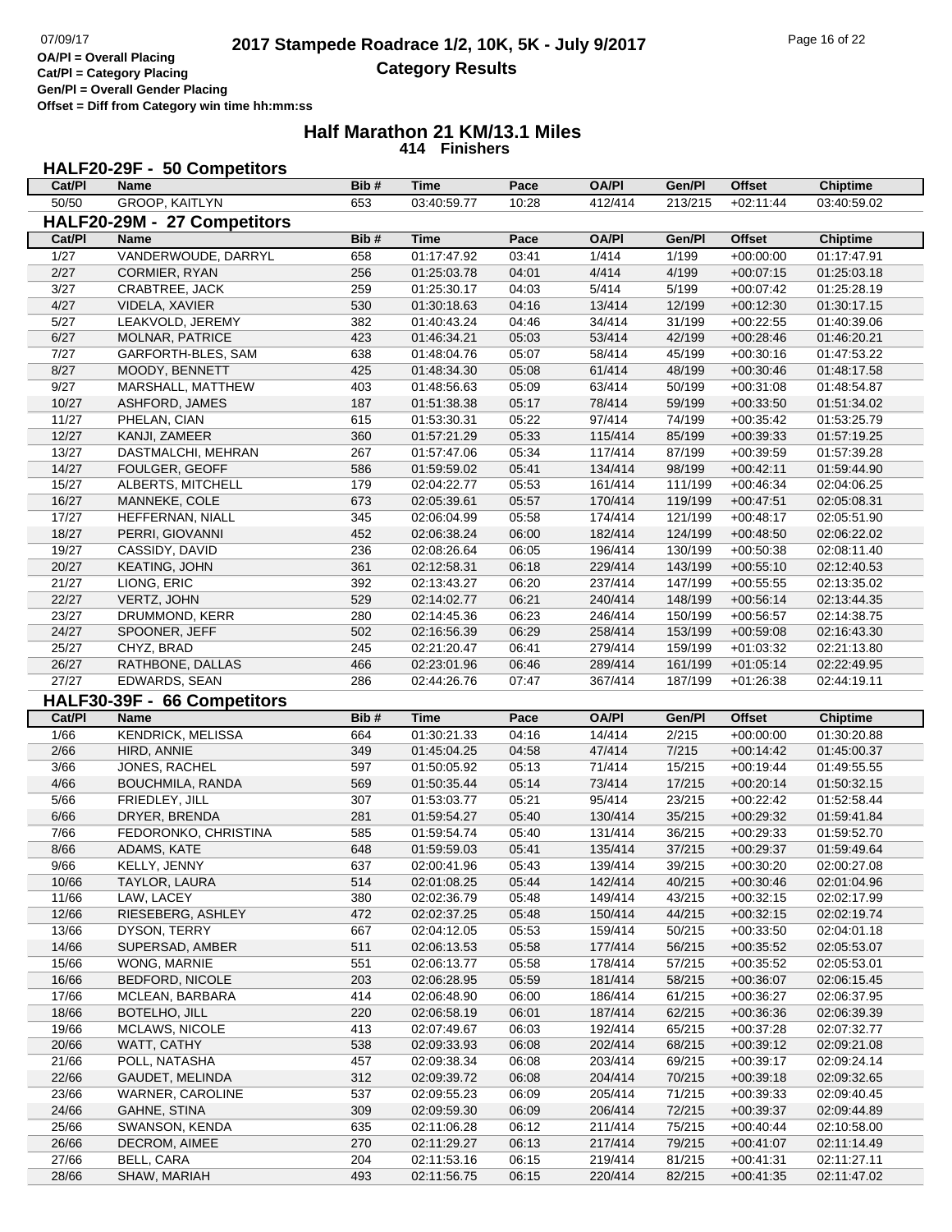# 2017 Stampede Roadrace 1/2, 10K, 5K - July 9/2017

## Category Results

OA/Pl = Overall Placing
Cat/Pl = Category Placing
Gen/Pl = Overall Gender Placing
Offset = Diff from Category win time hh:mm:ss

## Half Marathon 21 KM/13.1 Miles

414 Finishers

### HALF20-29F - 50 Competitors

| Cat/Pl | Name | Bib # | Time | Pace | OA/Pl | Gen/Pl | Offset | Chiptime |
|---|---|---|---|---|---|---|---|---|
| 50/50 | GROOP, KAITLYN | 653 | 03:40:59.77 | 10:28 | 412/414 | 213/215 | +02:11:44 | 03:40:59.02 |

### HALF20-29M - 27 Competitors

| Cat/Pl | Name | Bib # | Time | Pace | OA/Pl | Gen/Pl | Offset | Chiptime |
|---|---|---|---|---|---|---|---|---|
| 1/27 | VANDERWOUDE, DARRYL | 658 | 01:17:47.92 | 03:41 | 1/414 | 1/199 | +00:00:00 | 01:17:47.91 |
| 2/27 | CORMIER, RYAN | 256 | 01:25:03.78 | 04:01 | 4/414 | 4/199 | +00:07:15 | 01:25:03.18 |
| 3/27 | CRABTREE, JACK | 259 | 01:25:30.17 | 04:03 | 5/414 | 5/199 | +00:07:42 | 01:25:28.19 |
| 4/27 | VIDELA, XAVIER | 530 | 01:30:18.63 | 04:16 | 13/414 | 12/199 | +00:12:30 | 01:30:17.15 |
| 5/27 | LEAKVOLD, JEREMY | 382 | 01:40:43.24 | 04:46 | 34/414 | 31/199 | +00:22:55 | 01:40:39.06 |
| 6/27 | MOLNAR, PATRICE | 423 | 01:46:34.21 | 05:03 | 53/414 | 42/199 | +00:28:46 | 01:46:20.21 |
| 7/27 | GARFORTH-BLES, SAM | 638 | 01:48:04.76 | 05:07 | 58/414 | 45/199 | +00:30:16 | 01:47:53.22 |
| 8/27 | MOODY, BENNETT | 425 | 01:48:34.30 | 05:08 | 61/414 | 48/199 | +00:30:46 | 01:48:17.58 |
| 9/27 | MARSHALL, MATTHEW | 403 | 01:48:56.63 | 05:09 | 63/414 | 50/199 | +00:31:08 | 01:48:54.87 |
| 10/27 | ASHFORD, JAMES | 187 | 01:51:38.38 | 05:17 | 78/414 | 59/199 | +00:33:50 | 01:51:34.02 |
| 11/27 | PHELAN, CIAN | 615 | 01:53:30.31 | 05:22 | 97/414 | 74/199 | +00:35:42 | 01:53:25.79 |
| 12/27 | KANJI, ZAMEER | 360 | 01:57:21.29 | 05:33 | 115/414 | 85/199 | +00:39:33 | 01:57:19.25 |
| 13/27 | DASTMALCHI, MEHRAN | 267 | 01:57:47.06 | 05:34 | 117/414 | 87/199 | +00:39:59 | 01:57:39.28 |
| 14/27 | FOULGER, GEOFF | 586 | 01:59:59.02 | 05:41 | 134/414 | 98/199 | +00:42:11 | 01:59:44.90 |
| 15/27 | ALBERTS, MITCHELL | 179 | 02:04:22.77 | 05:53 | 161/414 | 111/199 | +00:46:34 | 02:04:06.25 |
| 16/27 | MANNEKE, COLE | 673 | 02:05:39.61 | 05:57 | 170/414 | 119/199 | +00:47:51 | 02:05:08.31 |
| 17/27 | HEFFERNAN, NIALL | 345 | 02:06:04.99 | 05:58 | 174/414 | 121/199 | +00:48:17 | 02:05:51.90 |
| 18/27 | PERRI, GIOVANNI | 452 | 02:06:38.24 | 06:00 | 182/414 | 124/199 | +00:48:50 | 02:06:22.02 |
| 19/27 | CASSIDY, DAVID | 236 | 02:08:26.64 | 06:05 | 196/414 | 130/199 | +00:50:38 | 02:08:11.40 |
| 20/27 | KEATING, JOHN | 361 | 02:12:58.31 | 06:18 | 229/414 | 143/199 | +00:55:10 | 02:12:40.53 |
| 21/27 | LIONG, ERIC | 392 | 02:13:43.27 | 06:20 | 237/414 | 147/199 | +00:55:55 | 02:13:35.02 |
| 22/27 | VERTZ, JOHN | 529 | 02:14:02.77 | 06:21 | 240/414 | 148/199 | +00:56:14 | 02:13:44.35 |
| 23/27 | DRUMMOND, KERR | 280 | 02:14:45.36 | 06:23 | 246/414 | 150/199 | +00:56:57 | 02:14:38.75 |
| 24/27 | SPOONER, JEFF | 502 | 02:16:56.39 | 06:29 | 258/414 | 153/199 | +00:59:08 | 02:16:43.30 |
| 25/27 | CHYZ, BRAD | 245 | 02:21:20.47 | 06:41 | 279/414 | 159/199 | +01:03:32 | 02:21:13.80 |
| 26/27 | RATHBONE, DALLAS | 466 | 02:23:01.96 | 06:46 | 289/414 | 161/199 | +01:05:14 | 02:22:49.95 |
| 27/27 | EDWARDS, SEAN | 286 | 02:44:26.76 | 07:47 | 367/414 | 187/199 | +01:26:38 | 02:44:19.11 |

### HALF30-39F - 66 Competitors

| Cat/Pl | Name | Bib # | Time | Pace | OA/Pl | Gen/Pl | Offset | Chiptime |
|---|---|---|---|---|---|---|---|---|
| 1/66 | KENDRICK, MELISSA | 664 | 01:30:21.33 | 04:16 | 14/414 | 2/215 | +00:00:00 | 01:30:20.88 |
| 2/66 | HIRD, ANNIE | 349 | 01:45:04.25 | 04:58 | 47/414 | 7/215 | +00:14:42 | 01:45:00.37 |
| 3/66 | JONES, RACHEL | 597 | 01:50:05.92 | 05:13 | 71/414 | 15/215 | +00:19:44 | 01:49:55.55 |
| 4/66 | BOUCHMILA, RANDA | 569 | 01:50:35.44 | 05:14 | 73/414 | 17/215 | +00:20:14 | 01:50:32.15 |
| 5/66 | FRIEDLEY, JILL | 307 | 01:53:03.77 | 05:21 | 95/414 | 23/215 | +00:22:42 | 01:52:58.44 |
| 6/66 | DRYER, BRENDA | 281 | 01:59:54.27 | 05:40 | 130/414 | 35/215 | +00:29:32 | 01:59:41.84 |
| 7/66 | FEDORONKO, CHRISTINA | 585 | 01:59:54.74 | 05:40 | 131/414 | 36/215 | +00:29:33 | 01:59:52.70 |
| 8/66 | ADAMS, KATE | 648 | 01:59:59.03 | 05:41 | 135/414 | 37/215 | +00:29:37 | 01:59:49.64 |
| 9/66 | KELLY, JENNY | 637 | 02:00:41.96 | 05:43 | 139/414 | 39/215 | +00:30:20 | 02:00:27.08 |
| 10/66 | TAYLOR, LAURA | 514 | 02:01:08.25 | 05:44 | 142/414 | 40/215 | +00:30:46 | 02:01:04.96 |
| 11/66 | LAW, LACEY | 380 | 02:02:36.79 | 05:48 | 149/414 | 43/215 | +00:32:15 | 02:02:17.99 |
| 12/66 | RIESEBERG, ASHLEY | 472 | 02:02:37.25 | 05:48 | 150/414 | 44/215 | +00:32:15 | 02:02:19.74 |
| 13/66 | DYSON, TERRY | 667 | 02:04:12.05 | 05:53 | 159/414 | 50/215 | +00:33:50 | 02:04:01.18 |
| 14/66 | SUPERSAD, AMBER | 511 | 02:06:13.53 | 05:58 | 177/414 | 56/215 | +00:35:52 | 02:05:53.07 |
| 15/66 | WONG, MARNIE | 551 | 02:06:13.77 | 05:58 | 178/414 | 57/215 | +00:35:52 | 02:05:53.01 |
| 16/66 | BEDFORD, NICOLE | 203 | 02:06:28.95 | 05:59 | 181/414 | 58/215 | +00:36:07 | 02:06:15.45 |
| 17/66 | MCLEAN, BARBARA | 414 | 02:06:48.90 | 06:00 | 186/414 | 61/215 | +00:36:27 | 02:06:37.95 |
| 18/66 | BOTELHO, JILL | 220 | 02:06:58.19 | 06:01 | 187/414 | 62/215 | +00:36:36 | 02:06:39.39 |
| 19/66 | MCLAWS, NICOLE | 413 | 02:07:49.67 | 06:03 | 192/414 | 65/215 | +00:37:28 | 02:07:32.77 |
| 20/66 | WATT, CATHY | 538 | 02:09:33.93 | 06:08 | 202/414 | 68/215 | +00:39:12 | 02:09:21.08 |
| 21/66 | POLL, NATASHA | 457 | 02:09:38.34 | 06:08 | 203/414 | 69/215 | +00:39:17 | 02:09:24.14 |
| 22/66 | GAUDET, MELINDA | 312 | 02:09:39.72 | 06:08 | 204/414 | 70/215 | +00:39:18 | 02:09:32.65 |
| 23/66 | WARNER, CAROLINE | 537 | 02:09:55.23 | 06:09 | 205/414 | 71/215 | +00:39:33 | 02:09:40.45 |
| 24/66 | GAHNE, STINA | 309 | 02:09:59.30 | 06:09 | 206/414 | 72/215 | +00:39:37 | 02:09:44.89 |
| 25/66 | SWANSON, KENDA | 635 | 02:11:06.28 | 06:12 | 211/414 | 75/215 | +00:40:44 | 02:10:58.00 |
| 26/66 | DECROM, AIMEE | 270 | 02:11:29.27 | 06:13 | 217/414 | 79/215 | +00:41:07 | 02:11:14.49 |
| 27/66 | BELL, CARA | 204 | 02:11:53.16 | 06:15 | 219/414 | 81/215 | +00:41:31 | 02:11:27.11 |
| 28/66 | SHAW, MARIAH | 493 | 02:11:56.75 | 06:15 | 220/414 | 82/215 | +00:41:35 | 02:11:47.02 |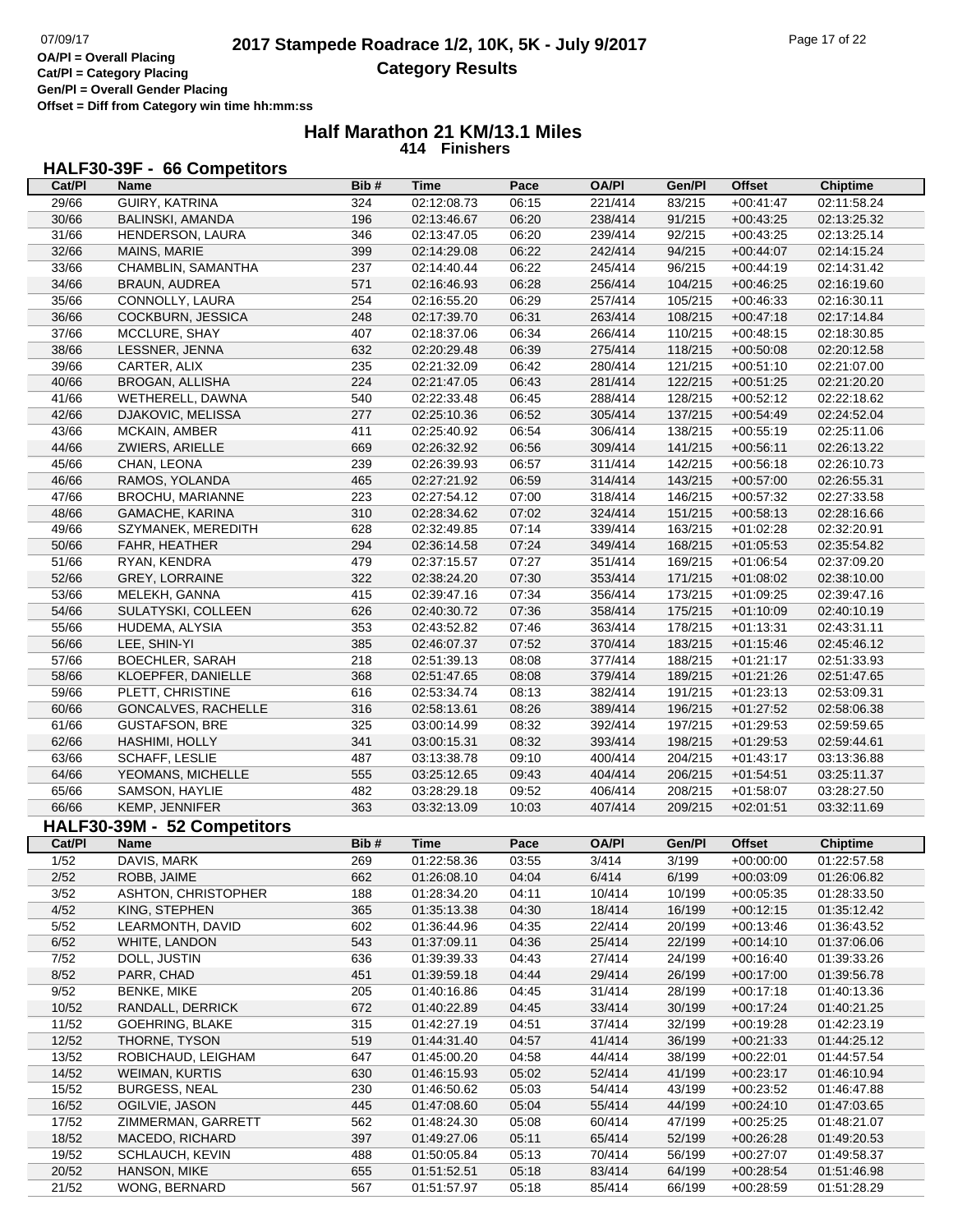# 2017 Stampede Roadrace 1/2, 10K, 5K - July 9/2017

## Category Results

OA/Pl = Overall Placing
Cat/Pl = Category Placing
Gen/Pl = Overall Gender Placing
Offset = Diff from Category win time hh:mm:ss

### Half Marathon 21 KM/13.1 Miles

**414 Finishers**

### HALF30-39F - 66 Competitors

| Cat/Pl | Name | Bib # | Time | Pace | OA/Pl | Gen/Pl | Offset | Chiptime |
|---|---|---|---|---|---|---|---|---|
| 29/66 | GUIRY, KATRINA | 324 | 02:12:08.73 | 06:15 | 221/414 | 83/215 | +00:41:47 | 02:11:58.24 |
| 30/66 | BALINSKI, AMANDA | 196 | 02:13:46.67 | 06:20 | 238/414 | 91/215 | +00:43:25 | 02:13:25.32 |
| 31/66 | HENDERSON, LAURA | 346 | 02:13:47.05 | 06:20 | 239/414 | 92/215 | +00:43:25 | 02:13:25.14 |
| 32/66 | MAINS, MARIE | 399 | 02:14:29.08 | 06:22 | 242/414 | 94/215 | +00:44:07 | 02:14:15.24 |
| 33/66 | CHAMBLIN, SAMANTHA | 237 | 02:14:40.44 | 06:22 | 245/414 | 96/215 | +00:44:19 | 02:14:31.42 |
| 34/66 | BRAUN, AUDREA | 571 | 02:16:46.93 | 06:28 | 256/414 | 104/215 | +00:46:25 | 02:16:19.60 |
| 35/66 | CONNOLLY, LAURA | 254 | 02:16:55.20 | 06:29 | 257/414 | 105/215 | +00:46:33 | 02:16:30.11 |
| 36/66 | COCKBURN, JESSICA | 248 | 02:17:39.70 | 06:31 | 263/414 | 108/215 | +00:47:18 | 02:17:14.84 |
| 37/66 | MCCLURE, SHAY | 407 | 02:18:37.06 | 06:34 | 266/414 | 110/215 | +00:48:15 | 02:18:30.85 |
| 38/66 | LESSNER, JENNA | 632 | 02:20:29.48 | 06:39 | 275/414 | 118/215 | +00:50:08 | 02:20:12.58 |
| 39/66 | CARTER, ALIX | 235 | 02:21:32.09 | 06:42 | 280/414 | 121/215 | +00:51:10 | 02:21:07.00 |
| 40/66 | BROGAN, ALLISHA | 224 | 02:21:47.05 | 06:43 | 281/414 | 122/215 | +00:51:25 | 02:21:20.20 |
| 41/66 | WETHERELL, DAWNA | 540 | 02:22:33.48 | 06:45 | 288/414 | 128/215 | +00:52:12 | 02:22:18.62 |
| 42/66 | DJAKOVIC, MELISSA | 277 | 02:25:10.36 | 06:52 | 305/414 | 137/215 | +00:54:49 | 02:24:52.04 |
| 43/66 | MCKAIN, AMBER | 411 | 02:25:40.92 | 06:54 | 306/414 | 138/215 | +00:55:19 | 02:25:11.06 |
| 44/66 | ZWIERS, ARIELLE | 669 | 02:26:32.92 | 06:56 | 309/414 | 141/215 | +00:56:11 | 02:26:13.22 |
| 45/66 | CHAN, LEONA | 239 | 02:26:39.93 | 06:57 | 311/414 | 142/215 | +00:56:18 | 02:26:10.73 |
| 46/66 | RAMOS, YOLANDA | 465 | 02:27:21.92 | 06:59 | 314/414 | 143/215 | +00:57:00 | 02:26:55.31 |
| 47/66 | BROCHU, MARIANNE | 223 | 02:27:54.12 | 07:00 | 318/414 | 146/215 | +00:57:32 | 02:27:33.58 |
| 48/66 | GAMACHE, KARINA | 310 | 02:28:34.62 | 07:02 | 324/414 | 151/215 | +00:58:13 | 02:28:16.66 |
| 49/66 | SZYMANEK, MEREDITH | 628 | 02:32:49.85 | 07:14 | 339/414 | 163/215 | +01:02:28 | 02:32:20.91 |
| 50/66 | FAHR, HEATHER | 294 | 02:36:14.58 | 07:24 | 349/414 | 168/215 | +01:05:53 | 02:35:54.82 |
| 51/66 | RYAN, KENDRA | 479 | 02:37:15.57 | 07:27 | 351/414 | 169/215 | +01:06:54 | 02:37:09.20 |
| 52/66 | GREY, LORRAINE | 322 | 02:38:24.20 | 07:30 | 353/414 | 171/215 | +01:08:02 | 02:38:10.00 |
| 53/66 | MELEKH, GANNA | 415 | 02:39:47.16 | 07:34 | 356/414 | 173/215 | +01:09:25 | 02:39:47.16 |
| 54/66 | SULATYSKI, COLLEEN | 626 | 02:40:30.72 | 07:36 | 358/414 | 175/215 | +01:10:09 | 02:40:10.19 |
| 55/66 | HUDEMA, ALYSIA | 353 | 02:43:52.82 | 07:46 | 363/414 | 178/215 | +01:13:31 | 02:43:31.11 |
| 56/66 | LEE, SHIN-YI | 385 | 02:46:07.37 | 07:52 | 370/414 | 183/215 | +01:15:46 | 02:45:46.12 |
| 57/66 | BOECHLER, SARAH | 218 | 02:51:39.13 | 08:08 | 377/414 | 188/215 | +01:21:17 | 02:51:33.93 |
| 58/66 | KLOEPFER, DANIELLE | 368 | 02:51:47.65 | 08:08 | 379/414 | 189/215 | +01:21:26 | 02:51:47.65 |
| 59/66 | PLETT, CHRISTINE | 616 | 02:53:34.74 | 08:13 | 382/414 | 191/215 | +01:23:13 | 02:53:09.31 |
| 60/66 | GONCALVES, RACHELLE | 316 | 02:58:13.61 | 08:26 | 389/414 | 196/215 | +01:27:52 | 02:58:06.38 |
| 61/66 | GUSTAFSON, BRE | 325 | 03:00:14.99 | 08:32 | 392/414 | 197/215 | +01:29:53 | 02:59:59.65 |
| 62/66 | HASHIMI, HOLLY | 341 | 03:00:15.31 | 08:32 | 393/414 | 198/215 | +01:29:53 | 02:59:44.61 |
| 63/66 | SCHAFF, LESLIE | 487 | 03:13:38.78 | 09:10 | 400/414 | 204/215 | +01:43:17 | 03:13:36.88 |
| 64/66 | YEOMANS, MICHELLE | 555 | 03:25:12.65 | 09:43 | 404/414 | 206/215 | +01:54:51 | 03:25:11.37 |
| 65/66 | SAMSON, HAYLIE | 482 | 03:28:29.18 | 09:52 | 406/414 | 208/215 | +01:58:07 | 03:28:27.50 |
| 66/66 | KEMP, JENNIFER | 363 | 03:32:13.09 | 10:03 | 407/414 | 209/215 | +02:01:51 | 03:32:11.69 |

### HALF30-39M - 52 Competitors

| Cat/Pl | Name | Bib # | Time | Pace | OA/Pl | Gen/Pl | Offset | Chiptime |
|---|---|---|---|---|---|---|---|---|
| 1/52 | DAVIS, MARK | 269 | 01:22:58.36 | 03:55 | 3/414 | 3/199 | +00:00:00 | 01:22:57.58 |
| 2/52 | ROBB, JAIME | 662 | 01:26:08.10 | 04:04 | 6/414 | 6/199 | +00:03:09 | 01:26:06.82 |
| 3/52 | ASHTON, CHRISTOPHER | 188 | 01:28:34.20 | 04:11 | 10/414 | 10/199 | +00:05:35 | 01:28:33.50 |
| 4/52 | KING, STEPHEN | 365 | 01:35:13.38 | 04:30 | 18/414 | 16/199 | +00:12:15 | 01:35:12.42 |
| 5/52 | LEARMONTH, DAVID | 602 | 01:36:44.96 | 04:35 | 22/414 | 20/199 | +00:13:46 | 01:36:43.52 |
| 6/52 | WHITE, LANDON | 543 | 01:37:09.11 | 04:36 | 25/414 | 22/199 | +00:14:10 | 01:37:06.06 |
| 7/52 | DOLL, JUSTIN | 636 | 01:39:39.33 | 04:43 | 27/414 | 24/199 | +00:16:40 | 01:39:33.26 |
| 8/52 | PARR, CHAD | 451 | 01:39:59.18 | 04:44 | 29/414 | 26/199 | +00:17:00 | 01:39:56.78 |
| 9/52 | BENKE, MIKE | 205 | 01:40:16.86 | 04:45 | 31/414 | 28/199 | +00:17:18 | 01:40:13.36 |
| 10/52 | RANDALL, DERRICK | 672 | 01:40:22.89 | 04:45 | 33/414 | 30/199 | +00:17:24 | 01:40:21.25 |
| 11/52 | GOEHRING, BLAKE | 315 | 01:42:27.19 | 04:51 | 37/414 | 32/199 | +00:19:28 | 01:42:23.19 |
| 12/52 | THORNE, TYSON | 519 | 01:44:31.40 | 04:57 | 41/414 | 36/199 | +00:21:33 | 01:44:25.12 |
| 13/52 | ROBICHAUD, LEIGHAM | 647 | 01:45:00.20 | 04:58 | 44/414 | 38/199 | +00:22:01 | 01:44:57.54 |
| 14/52 | WEIMAN, KURTIS | 630 | 01:46:15.93 | 05:02 | 52/414 | 41/199 | +00:23:17 | 01:46:10.94 |
| 15/52 | BURGESS, NEAL | 230 | 01:46:50.62 | 05:03 | 54/414 | 43/199 | +00:23:52 | 01:46:47.88 |
| 16/52 | OGILVIE, JASON | 445 | 01:47:08.60 | 05:04 | 55/414 | 44/199 | +00:24:10 | 01:47:03.65 |
| 17/52 | ZIMMERMAN, GARRETT | 562 | 01:48:24.30 | 05:08 | 60/414 | 47/199 | +00:25:25 | 01:48:21.07 |
| 18/52 | MACEDO, RICHARD | 397 | 01:49:27.06 | 05:11 | 65/414 | 52/199 | +00:26:28 | 01:49:20.53 |
| 19/52 | SCHLAUCH, KEVIN | 488 | 01:50:05.84 | 05:13 | 70/414 | 56/199 | +00:27:07 | 01:49:58.37 |
| 20/52 | HANSON, MIKE | 655 | 01:51:52.51 | 05:18 | 83/414 | 64/199 | +00:28:54 | 01:51:46.98 |
| 21/52 | WONG, BERNARD | 567 | 01:51:57.97 | 05:18 | 85/414 | 66/199 | +00:28:59 | 01:51:28.29 |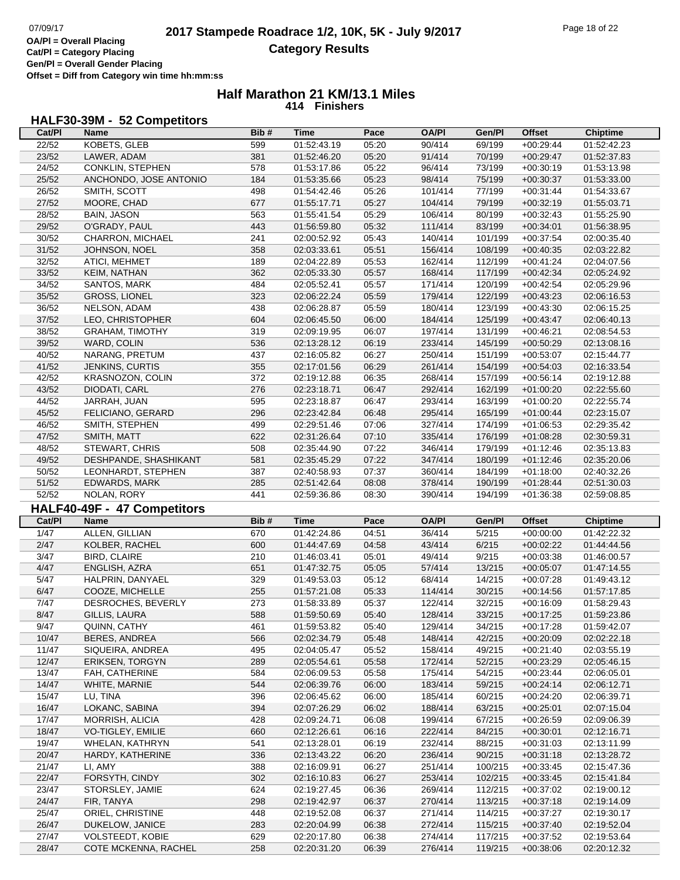**OA/Pl = Overall Placing**
**Cat/Pl = Category Placing**
**Gen/Pl = Overall Gender Placing**
**Offset = Diff from Category win time hh:mm:ss**

# 2017 Stampede Roadrace 1/2, 10K, 5K - July 9/2017

## Category Results

## Half Marathon 21 KM/13.1 Miles

**414 Finishers**

### HALF30-39M - 52 Competitors

| Cat/Pl | Name | Bib # | Time | Pace | OA/Pl | Gen/Pl | Offset | Chiptime |
|---|---|---|---|---|---|---|---|---|
| 22/52 | KOBETS, GLEB | 599 | 01:52:43.19 | 05:20 | 90/414 | 69/199 | +00:29:44 | 01:52:42.23 |
| 23/52 | LAWER, ADAM | 381 | 01:52:46.20 | 05:20 | 91/414 | 70/199 | +00:29:47 | 01:52:37.83 |
| 24/52 | CONKLIN, STEPHEN | 578 | 01:53:17.86 | 05:22 | 96/414 | 73/199 | +00:30:19 | 01:53:13.98 |
| 25/52 | ANCHONDO, JOSE ANTONIO | 184 | 01:53:35.66 | 05:23 | 98/414 | 75/199 | +00:30:37 | 01:53:33.00 |
| 26/52 | SMITH, SCOTT | 498 | 01:54:42.46 | 05:26 | 101/414 | 77/199 | +00:31:44 | 01:54:33.67 |
| 27/52 | MOORE, CHAD | 677 | 01:55:17.71 | 05:27 | 104/414 | 79/199 | +00:32:19 | 01:55:03.71 |
| 28/52 | BAIN, JASON | 563 | 01:55:41.54 | 05:29 | 106/414 | 80/199 | +00:32:43 | 01:55:25.90 |
| 29/52 | O'GRADY, PAUL | 443 | 01:56:59.80 | 05:32 | 111/414 | 83/199 | +00:34:01 | 01:56:38.95 |
| 30/52 | CHARRON, MICHAEL | 241 | 02:00:52.92 | 05:43 | 140/414 | 101/199 | +00:37:54 | 02:00:35.40 |
| 31/52 | JOHNSON, NOEL | 358 | 02:03:33.61 | 05:51 | 156/414 | 108/199 | +00:40:35 | 02:03:22.82 |
| 32/52 | ATICI, MEHMET | 189 | 02:04:22.89 | 05:53 | 162/414 | 112/199 | +00:41:24 | 02:04:07.56 |
| 33/52 | KEIM, NATHAN | 362 | 02:05:33.30 | 05:57 | 168/414 | 117/199 | +00:42:34 | 02:05:24.92 |
| 34/52 | SANTOS, MARK | 484 | 02:05:52.41 | 05:57 | 171/414 | 120/199 | +00:42:54 | 02:05:29.96 |
| 35/52 | GROSS, LIONEL | 323 | 02:06:22.24 | 05:59 | 179/414 | 122/199 | +00:43:23 | 02:06:16.53 |
| 36/52 | NELSON, ADAM | 438 | 02:06:28.87 | 05:59 | 180/414 | 123/199 | +00:43:30 | 02:06:15.25 |
| 37/52 | LEO, CHRISTOPHER | 604 | 02:06:45.50 | 06:00 | 184/414 | 125/199 | +00:43:47 | 02:06:40.13 |
| 38/52 | GRAHAM, TIMOTHY | 319 | 02:09:19.95 | 06:07 | 197/414 | 131/199 | +00:46:21 | 02:08:54.53 |
| 39/52 | WARD, COLIN | 536 | 02:13:28.12 | 06:19 | 233/414 | 145/199 | +00:50:29 | 02:13:08.16 |
| 40/52 | NARANG, PRETUM | 437 | 02:16:05.82 | 06:27 | 250/414 | 151/199 | +00:53:07 | 02:15:44.77 |
| 41/52 | JENKINS, CURTIS | 355 | 02:17:01.56 | 06:29 | 261/414 | 154/199 | +00:54:03 | 02:16:33.54 |
| 42/52 | KRASNOZON, COLIN | 372 | 02:19:12.88 | 06:35 | 268/414 | 157/199 | +00:56:14 | 02:19:12.88 |
| 43/52 | DIODATI, CARL | 276 | 02:23:18.71 | 06:47 | 292/414 | 162/199 | +01:00:20 | 02:22:55.60 |
| 44/52 | JARRAH, JUAN | 595 | 02:23:18.87 | 06:47 | 293/414 | 163/199 | +01:00:20 | 02:22:55.74 |
| 45/52 | FELICIANO, GERARD | 296 | 02:23:42.84 | 06:48 | 295/414 | 165/199 | +01:00:44 | 02:23:15.07 |
| 46/52 | SMITH, STEPHEN | 499 | 02:29:51.46 | 07:06 | 327/414 | 174/199 | +01:06:53 | 02:29:35.42 |
| 47/52 | SMITH, MATT | 622 | 02:31:26.64 | 07:10 | 335/414 | 176/199 | +01:08:28 | 02:30:59.31 |
| 48/52 | STEWART, CHRIS | 508 | 02:35:44.90 | 07:22 | 346/414 | 179/199 | +01:12:46 | 02:35:13.83 |
| 49/52 | DESHPANDE, SHASHIKANT | 581 | 02:35:45.29 | 07:22 | 347/414 | 180/199 | +01:12:46 | 02:35:20.06 |
| 50/52 | LEONHARDT, STEPHEN | 387 | 02:40:58.93 | 07:37 | 360/414 | 184/199 | +01:18:00 | 02:40:32.26 |
| 51/52 | EDWARDS, MARK | 285 | 02:51:42.64 | 08:08 | 378/414 | 190/199 | +01:28:44 | 02:51:30.03 |
| 52/52 | NOLAN, RORY | 441 | 02:59:36.86 | 08:30 | 390/414 | 194/199 | +01:36:38 | 02:59:08.85 |

### HALF40-49F - 47 Competitors

| Cat/Pl | Name | Bib # | Time | Pace | OA/Pl | Gen/Pl | Offset | Chiptime |
|---|---|---|---|---|---|---|---|---|
| 1/47 | ALLEN, GILLIAN | 670 | 01:42:24.86 | 04:51 | 36/414 | 5/215 | +00:00:00 | 01:42:22.32 |
| 2/47 | KOLBER, RACHEL | 600 | 01:44:47.69 | 04:58 | 43/414 | 6/215 | +00:02:22 | 01:44:44.56 |
| 3/47 | BIRD, CLAIRE | 210 | 01:46:03.41 | 05:01 | 49/414 | 9/215 | +00:03:38 | 01:46:00.57 |
| 4/47 | ENGLISH, AZRA | 651 | 01:47:32.75 | 05:05 | 57/414 | 13/215 | +00:05:07 | 01:47:14.55 |
| 5/47 | HALPRIN, DANYAEL | 329 | 01:49:53.03 | 05:12 | 68/414 | 14/215 | +00:07:28 | 01:49:43.12 |
| 6/47 | COOZE, MICHELLE | 255 | 01:57:21.08 | 05:33 | 114/414 | 30/215 | +00:14:56 | 01:57:17.85 |
| 7/47 | DESROCHES, BEVERLY | 273 | 01:58:33.89 | 05:37 | 122/414 | 32/215 | +00:16:09 | 01:58:29.43 |
| 8/47 | GILLIS, LAURA | 588 | 01:59:50.69 | 05:40 | 128/414 | 33/215 | +00:17:25 | 01:59:23.86 |
| 9/47 | QUINN, CATHY | 461 | 01:59:53.82 | 05:40 | 129/414 | 34/215 | +00:17:28 | 01:59:42.07 |
| 10/47 | BERES, ANDREA | 566 | 02:02:34.79 | 05:48 | 148/414 | 42/215 | +00:20:09 | 02:02:22.18 |
| 11/47 | SIQUEIRA, ANDREA | 495 | 02:04:05.47 | 05:52 | 158/414 | 49/215 | +00:21:40 | 02:03:55.19 |
| 12/47 | ERIKSEN, TORGYN | 289 | 02:05:54.61 | 05:58 | 172/414 | 52/215 | +00:23:29 | 02:05:46.15 |
| 13/47 | FAH, CATHERINE | 584 | 02:06:09.53 | 05:58 | 175/414 | 54/215 | +00:23:44 | 02:06:05.01 |
| 14/47 | WHITE, MARNIE | 544 | 02:06:39.76 | 06:00 | 183/414 | 59/215 | +00:24:14 | 02:06:12.71 |
| 15/47 | LU, TINA | 396 | 02:06:45.62 | 06:00 | 185/414 | 60/215 | +00:24:20 | 02:06:39.71 |
| 16/47 | LOKANC, SABINA | 394 | 02:07:26.29 | 06:02 | 188/414 | 63/215 | +00:25:01 | 02:07:15.04 |
| 17/47 | MORRISH, ALICIA | 428 | 02:09:24.71 | 06:08 | 199/414 | 67/215 | +00:26:59 | 02:09:06.39 |
| 18/47 | VO-TIGLEY, EMILIE | 660 | 02:12:26.61 | 06:16 | 222/414 | 84/215 | +00:30:01 | 02:12:16.71 |
| 19/47 | WHELAN, KATHRYN | 541 | 02:13:28.01 | 06:19 | 232/414 | 88/215 | +00:31:03 | 02:13:11.99 |
| 20/47 | HARDY, KATHERINE | 336 | 02:13:43.22 | 06:20 | 236/414 | 90/215 | +00:31:18 | 02:13:28.72 |
| 21/47 | LI, AMY | 388 | 02:16:09.91 | 06:27 | 251/414 | 100/215 | +00:33:45 | 02:15:47.36 |
| 22/47 | FORSYTH, CINDY | 302 | 02:16:10.83 | 06:27 | 253/414 | 102/215 | +00:33:45 | 02:15:41.84 |
| 23/47 | STORSLEY, JAMIE | 624 | 02:19:27.45 | 06:36 | 269/414 | 112/215 | +00:37:02 | 02:19:00.12 |
| 24/47 | FIR, TANYA | 298 | 02:19:42.97 | 06:37 | 270/414 | 113/215 | +00:37:18 | 02:19:14.09 |
| 25/47 | ORIEL, CHRISTINE | 448 | 02:19:52.08 | 06:37 | 271/414 | 114/215 | +00:37:27 | 02:19:30.17 |
| 26/47 | DUKELOW, JANICE | 283 | 02:20:04.99 | 06:38 | 272/414 | 115/215 | +00:37:40 | 02:19:52.04 |
| 27/47 | VOLSTEEDT, KOBIE | 629 | 02:20:17.80 | 06:38 | 274/414 | 117/215 | +00:37:52 | 02:19:53.64 |
| 28/47 | COTE MCKENNA, RACHEL | 258 | 02:20:31.20 | 06:39 | 276/414 | 119/215 | +00:38:06 | 02:20:12.32 |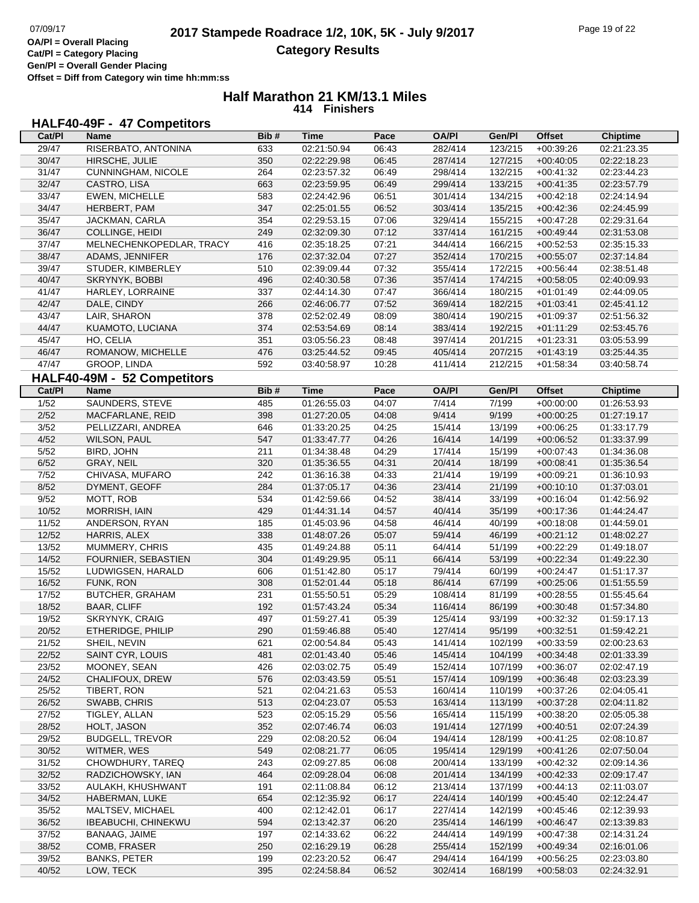## Half Marathon 21 KM/13.1 Miles

414 Finishers

### HALF40-49F - 47 Competitors

| Cat/Pl | Name | Bib # | Time | Pace | OA/Pl | Gen/Pl | Offset | Chiptime |
|---|---|---|---|---|---|---|---|---|
| 29/47 | RISERBATO, ANTONINA | 633 | 02:21:50.94 | 06:43 | 282/414 | 123/215 | +00:39:26 | 02:21:23.35 |
| 30/47 | HIRSCHE, JULIE | 350 | 02:22:29.98 | 06:45 | 287/414 | 127/215 | +00:40:05 | 02:22:18.23 |
| 31/47 | CUNNINGHAM, NICOLE | 264 | 02:23:57.32 | 06:49 | 298/414 | 132/215 | +00:41:32 | 02:23:44.23 |
| 32/47 | CASTRO, LISA | 663 | 02:23:59.95 | 06:49 | 299/414 | 133/215 | +00:41:35 | 02:23:57.79 |
| 33/47 | EWEN, MICHELLE | 583 | 02:24:42.96 | 06:51 | 301/414 | 134/215 | +00:42:18 | 02:24:14.94 |
| 34/47 | HERBERT, PAM | 347 | 02:25:01.55 | 06:52 | 303/414 | 135/215 | +00:42:36 | 02:24:45.99 |
| 35/47 | JACKMAN, CARLA | 354 | 02:29:53.15 | 07:06 | 329/414 | 155/215 | +00:47:28 | 02:29:31.64 |
| 36/47 | COLLINGE, HEIDI | 249 | 02:32:09.30 | 07:12 | 337/414 | 161/215 | +00:49:44 | 02:31:53.08 |
| 37/47 | MELNECHENKOPEDLAR, TRACY | 416 | 02:35:18.25 | 07:21 | 344/414 | 166/215 | +00:52:53 | 02:35:15.33 |
| 38/47 | ADAMS, JENNIFER | 176 | 02:37:32.04 | 07:27 | 352/414 | 170/215 | +00:55:07 | 02:37:14.84 |
| 39/47 | STUDER, KIMBERLEY | 510 | 02:39:09.44 | 07:32 | 355/414 | 172/215 | +00:56:44 | 02:38:51.48 |
| 40/47 | SKRYNYK, BOBBI | 496 | 02:40:30.58 | 07:36 | 357/414 | 174/215 | +00:58:05 | 02:40:09.93 |
| 41/47 | HARLEY, LORRAINE | 337 | 02:44:14.30 | 07:47 | 366/414 | 180/215 | +01:01:49 | 02:44:09.05 |
| 42/47 | DALE, CINDY | 266 | 02:46:06.77 | 07:52 | 369/414 | 182/215 | +01:03:41 | 02:45:41.12 |
| 43/47 | LAIR, SHARON | 378 | 02:52:02.49 | 08:09 | 380/414 | 190/215 | +01:09:37 | 02:51:56.32 |
| 44/47 | KUAMOTO, LUCIANA | 374 | 02:53:54.69 | 08:14 | 383/414 | 192/215 | +01:11:29 | 02:53:45.76 |
| 45/47 | HO, CELIA | 351 | 03:05:56.23 | 08:48 | 397/414 | 201/215 | +01:23:31 | 03:05:53.99 |
| 46/47 | ROMANOW, MICHELLE | 476 | 03:25:44.52 | 09:45 | 405/414 | 207/215 | +01:43:19 | 03:25:44.35 |
| 47/47 | GROOP, LINDA | 592 | 03:40:58.97 | 10:28 | 411/414 | 212/215 | +01:58:34 | 03:40:58.74 |

### HALF40-49M - 52 Competitors

| Cat/Pl | Name | Bib # | Time | Pace | OA/Pl | Gen/Pl | Offset | Chiptime |
|---|---|---|---|---|---|---|---|---|
| 1/52 | SAUNDERS, STEVE | 485 | 01:26:55.03 | 04:07 | 7/414 | 7/199 | +00:00:00 | 01:26:53.93 |
| 2/52 | MACFARLANE, REID | 398 | 01:27:20.05 | 04:08 | 9/414 | 9/199 | +00:00:25 | 01:27:19.17 |
| 3/52 | PELLIZZARI, ANDREA | 646 | 01:33:20.25 | 04:25 | 15/414 | 13/199 | +00:06:25 | 01:33:17.79 |
| 4/52 | WILSON, PAUL | 547 | 01:33:47.77 | 04:26 | 16/414 | 14/199 | +00:06:52 | 01:33:37.99 |
| 5/52 | BIRD, JOHN | 211 | 01:34:38.48 | 04:29 | 17/414 | 15/199 | +00:07:43 | 01:34:36.08 |
| 6/52 | GRAY, NEIL | 320 | 01:35:36.55 | 04:31 | 20/414 | 18/199 | +00:08:41 | 01:35:36.54 |
| 7/52 | CHIVASA, MUFARO | 242 | 01:36:16.38 | 04:33 | 21/414 | 19/199 | +00:09:21 | 01:36:10.93 |
| 8/52 | DYMENT, GEOFF | 284 | 01:37:05.17 | 04:36 | 23/414 | 21/199 | +00:10:10 | 01:37:03.01 |
| 9/52 | MOTT, ROB | 534 | 01:42:59.66 | 04:52 | 38/414 | 33/199 | +00:16:04 | 01:42:56.92 |
| 10/52 | MORRISH, IAIN | 429 | 01:44:31.14 | 04:57 | 40/414 | 35/199 | +00:17:36 | 01:44:24.47 |
| 11/52 | ANDERSON, RYAN | 185 | 01:45:03.96 | 04:58 | 46/414 | 40/199 | +00:18:08 | 01:44:59.01 |
| 12/52 | HARRIS, ALEX | 338 | 01:48:07.26 | 05:07 | 59/414 | 46/199 | +00:21:12 | 01:48:02.27 |
| 13/52 | MUMMERY, CHRIS | 435 | 01:49:24.88 | 05:11 | 64/414 | 51/199 | +00:22:29 | 01:49:18.07 |
| 14/52 | FOURNIER, SEBASTIEN | 304 | 01:49:29.95 | 05:11 | 66/414 | 53/199 | +00:22:34 | 01:49:22.30 |
| 15/52 | LUDWIGSEN, HARALD | 606 | 01:51:42.80 | 05:17 | 79/414 | 60/199 | +00:24:47 | 01:51:17.37 |
| 16/52 | FUNK, RON | 308 | 01:52:01.44 | 05:18 | 86/414 | 67/199 | +00:25:06 | 01:51:55.59 |
| 17/52 | BUTCHER, GRAHAM | 231 | 01:55:50.51 | 05:29 | 108/414 | 81/199 | +00:28:55 | 01:55:45.64 |
| 18/52 | BAAR, CLIFF | 192 | 01:57:43.24 | 05:34 | 116/414 | 86/199 | +00:30:48 | 01:57:34.80 |
| 19/52 | SKRYNYK, CRAIG | 497 | 01:59:27.41 | 05:39 | 125/414 | 93/199 | +00:32:32 | 01:59:17.13 |
| 20/52 | ETHERIDGE, PHILIP | 290 | 01:59:46.88 | 05:40 | 127/414 | 95/199 | +00:32:51 | 01:59:42.21 |
| 21/52 | SHEIL, NEVIN | 621 | 02:00:54.84 | 05:43 | 141/414 | 102/199 | +00:33:59 | 02:00:23.63 |
| 22/52 | SAINT CYR, LOUIS | 481 | 02:01:43.40 | 05:46 | 145/414 | 104/199 | +00:34:48 | 02:01:33.39 |
| 23/52 | MOONEY, SEAN | 426 | 02:03:02.75 | 05:49 | 152/414 | 107/199 | +00:36:07 | 02:02:47.19 |
| 24/52 | CHALIFOUX, DREW | 576 | 02:03:43.59 | 05:51 | 157/414 | 109/199 | +00:36:48 | 02:03:23.39 |
| 25/52 | TIBERT, RON | 521 | 02:04:21.63 | 05:53 | 160/414 | 110/199 | +00:37:26 | 02:04:05.41 |
| 26/52 | SWABB, CHRIS | 513 | 02:04:23.07 | 05:53 | 163/414 | 113/199 | +00:37:28 | 02:04:11.82 |
| 27/52 | TIGLEY, ALLAN | 523 | 02:05:15.29 | 05:56 | 165/414 | 115/199 | +00:38:20 | 02:05:05.38 |
| 28/52 | HOLT, JASON | 352 | 02:07:46.74 | 06:03 | 191/414 | 127/199 | +00:40:51 | 02:07:24.39 |
| 29/52 | BUDGELL, TREVOR | 229 | 02:08:20.52 | 06:04 | 194/414 | 128/199 | +00:41:25 | 02:08:10.87 |
| 30/52 | WITMER, WES | 549 | 02:08:21.77 | 06:05 | 195/414 | 129/199 | +00:41:26 | 02:07:50.04 |
| 31/52 | CHOWDHURY, TAREQ | 243 | 02:09:27.85 | 06:08 | 200/414 | 133/199 | +00:42:32 | 02:09:14.36 |
| 32/52 | RADZICHOWSKY, IAN | 464 | 02:09:28.04 | 06:08 | 201/414 | 134/199 | +00:42:33 | 02:09:17.47 |
| 33/52 | AULAKH, KHUSHWANT | 191 | 02:11:08.84 | 06:12 | 213/414 | 137/199 | +00:44:13 | 02:11:03.07 |
| 34/52 | HABERMAN, LUKE | 654 | 02:12:35.92 | 06:17 | 224/414 | 140/199 | +00:45:40 | 02:12:24.47 |
| 35/52 | MALTSEV, MICHAEL | 400 | 02:12:42.01 | 06:17 | 227/414 | 142/199 | +00:45:46 | 02:12:39.93 |
| 36/52 | IBEABUCHI, CHINEKWU | 594 | 02:13:42.37 | 06:20 | 235/414 | 146/199 | +00:46:47 | 02:13:39.83 |
| 37/52 | BANAAG, JAIME | 197 | 02:14:33.62 | 06:22 | 244/414 | 149/199 | +00:47:38 | 02:14:31.24 |
| 38/52 | COMB, FRASER | 250 | 02:16:29.19 | 06:28 | 255/414 | 152/199 | +00:49:34 | 02:16:01.06 |
| 39/52 | BANKS, PETER | 199 | 02:23:20.52 | 06:47 | 294/414 | 164/199 | +00:56:25 | 02:23:03.80 |
| 40/52 | LOW, TECK | 395 | 02:24:58.84 | 06:52 | 302/414 | 168/199 | +00:58:03 | 02:24:32.91 |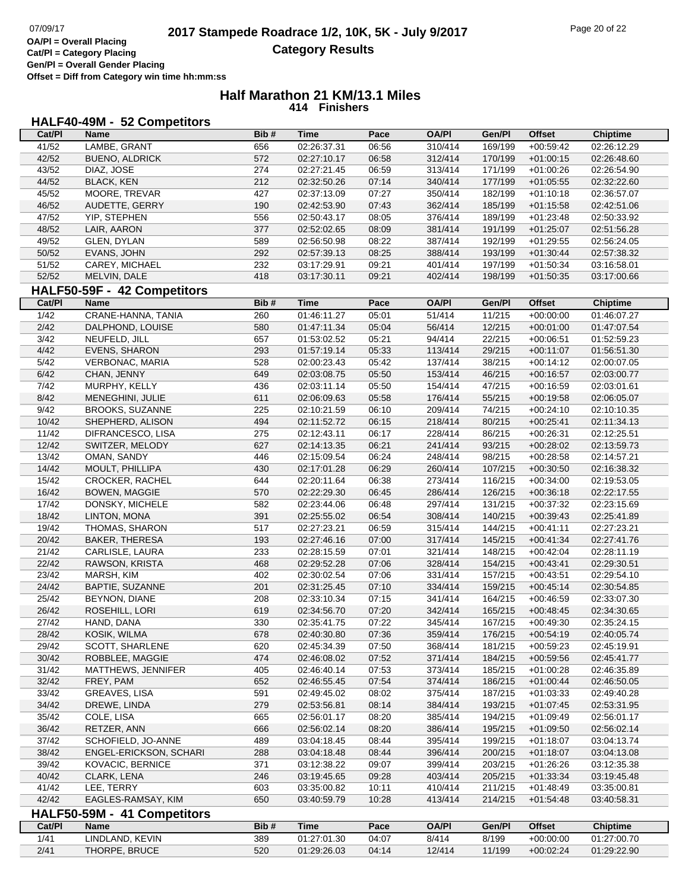OA/Pl = Overall Placing
Cat/Pl = Category Placing
Gen/Pl = Overall Gender Placing
Offset = Diff from Category win time hh:mm:ss

# 2017 Stampede Roadrace 1/2, 10K, 5K - July 9/2017

## Category Results

## Half Marathon 21 KM/13.1 Miles

**414 Finishers**

### HALF40-49M - 52 Competitors

| Cat/Pl | Name | Bib # | Time | Pace | OA/Pl | Gen/Pl | Offset | Chiptime |
|---|---|---|---|---|---|---|---|---|
| 41/52 | LAMBE, GRANT | 656 | 02:26:37.31 | 06:56 | 310/414 | 169/199 | +00:59:42 | 02:26:12.29 |
| 42/52 | BUENO, ALDRICK | 572 | 02:27:10.17 | 06:58 | 312/414 | 170/199 | +01:00:15 | 02:26:48.60 |
| 43/52 | DIAZ, JOSE | 274 | 02:27:21.45 | 06:59 | 313/414 | 171/199 | +01:00:26 | 02:26:54.90 |
| 44/52 | BLACK, KEN | 212 | 02:32:50.26 | 07:14 | 340/414 | 177/199 | +01:05:55 | 02:32:22.60 |
| 45/52 | MOORE, TREVAR | 427 | 02:37:13.09 | 07:27 | 350/414 | 182/199 | +01:10:18 | 02:36:57.07 |
| 46/52 | AUDETTE, GERRY | 190 | 02:42:53.90 | 07:43 | 362/414 | 185/199 | +01:15:58 | 02:42:51.06 |
| 47/52 | YIP, STEPHEN | 556 | 02:50:43.17 | 08:05 | 376/414 | 189/199 | +01:23:48 | 02:50:33.92 |
| 48/52 | LAIR, AARON | 377 | 02:52:02.65 | 08:09 | 381/414 | 191/199 | +01:25:07 | 02:51:56.28 |
| 49/52 | GLEN, DYLAN | 589 | 02:56:50.98 | 08:22 | 387/414 | 192/199 | +01:29:55 | 02:56:24.05 |
| 50/52 | EVANS, JOHN | 292 | 02:57:39.13 | 08:25 | 388/414 | 193/199 | +01:30:44 | 02:57:38.32 |
| 51/52 | CAREY, MICHAEL | 232 | 03:17:29.91 | 09:21 | 401/414 | 197/199 | +01:50:34 | 03:16:58.01 |
| 52/52 | MELVIN, DALE | 418 | 03:17:30.11 | 09:21 | 402/414 | 198/199 | +01:50:35 | 03:17:00.66 |

### HALF50-59F - 42 Competitors

| Cat/Pl | Name | Bib # | Time | Pace | OA/Pl | Gen/Pl | Offset | Chiptime |
|---|---|---|---|---|---|---|---|---|
| 1/42 | CRANE-HANNA, TANIA | 260 | 01:46:11.27 | 05:01 | 51/414 | 11/215 | +00:00:00 | 01:46:07.27 |
| 2/42 | DALPHOND, LOUISE | 580 | 01:47:11.34 | 05:04 | 56/414 | 12/215 | +00:01:00 | 01:47:07.54 |
| 3/42 | NEUFELD, JILL | 657 | 01:53:02.52 | 05:21 | 94/414 | 22/215 | +00:06:51 | 01:52:59.23 |
| 4/42 | EVENS, SHARON | 293 | 01:57:19.14 | 05:33 | 113/414 | 29/215 | +00:11:07 | 01:56:51.30 |
| 5/42 | VERBONAC, MARIA | 528 | 02:00:23.43 | 05:42 | 137/414 | 38/215 | +00:14:12 | 02:00:07.05 |
| 6/42 | CHAN, JENNY | 649 | 02:03:08.75 | 05:50 | 153/414 | 46/215 | +00:16:57 | 02:03:00.77 |
| 7/42 | MURPHY, KELLY | 436 | 02:03:11.14 | 05:50 | 154/414 | 47/215 | +00:16:59 | 02:03:01.61 |
| 8/42 | MENEGHINI, JULIE | 611 | 02:06:09.63 | 05:58 | 176/414 | 55/215 | +00:19:58 | 02:06:05.07 |
| 9/42 | BROOKS, SUZANNE | 225 | 02:10:21.59 | 06:10 | 209/414 | 74/215 | +00:24:10 | 02:10:10.35 |
| 10/42 | SHEPHERD, ALISON | 494 | 02:11:52.72 | 06:15 | 218/414 | 80/215 | +00:25:41 | 02:11:34.13 |
| 11/42 | DIFRANCESCO, LISA | 275 | 02:12:43.11 | 06:17 | 228/414 | 86/215 | +00:26:31 | 02:12:25.51 |
| 12/42 | SWITZER, MELODY | 627 | 02:14:13.35 | 06:21 | 241/414 | 93/215 | +00:28:02 | 02:13:59.73 |
| 13/42 | OMAN, SANDY | 446 | 02:15:09.54 | 06:24 | 248/414 | 98/215 | +00:28:58 | 02:14:57.21 |
| 14/42 | MOULT, PHILLIPA | 430 | 02:17:01.28 | 06:29 | 260/414 | 107/215 | +00:30:50 | 02:16:38.32 |
| 15/42 | CROCKER, RACHEL | 644 | 02:20:11.64 | 06:38 | 273/414 | 116/215 | +00:34:00 | 02:19:53.05 |
| 16/42 | BOWEN, MAGGIE | 570 | 02:22:29.30 | 06:45 | 286/414 | 126/215 | +00:36:18 | 02:22:17.55 |
| 17/42 | DONSKY, MICHELE | 582 | 02:23:44.06 | 06:48 | 297/414 | 131/215 | +00:37:32 | 02:23:15.69 |
| 18/42 | LINTON, MONA | 391 | 02:25:55.02 | 06:54 | 308/414 | 140/215 | +00:39:43 | 02:25:41.89 |
| 19/42 | THOMAS, SHARON | 517 | 02:27:23.21 | 06:59 | 315/414 | 144/215 | +00:41:11 | 02:27:23.21 |
| 20/42 | BAKER, THERESA | 193 | 02:27:46.16 | 07:00 | 317/414 | 145/215 | +00:41:34 | 02:27:41.76 |
| 21/42 | CARLISLE, LAURA | 233 | 02:28:15.59 | 07:01 | 321/414 | 148/215 | +00:42:04 | 02:28:11.19 |
| 22/42 | RAWSON, KRISTA | 468 | 02:29:52.28 | 07:06 | 328/414 | 154/215 | +00:43:41 | 02:29:30.51 |
| 23/42 | MARSH, KIM | 402 | 02:30:02.54 | 07:06 | 331/414 | 157/215 | +00:43:51 | 02:29:54.10 |
| 24/42 | BAPTIE, SUZANNE | 201 | 02:31:25.45 | 07:10 | 334/414 | 159/215 | +00:45:14 | 02:30:54.85 |
| 25/42 | BEYNON, DIANE | 208 | 02:33:10.34 | 07:15 | 341/414 | 164/215 | +00:46:59 | 02:33:07.30 |
| 26/42 | ROSEHILL, LORI | 619 | 02:34:56.70 | 07:20 | 342/414 | 165/215 | +00:48:45 | 02:34:30.65 |
| 27/42 | HAND, DANA | 330 | 02:35:41.75 | 07:22 | 345/414 | 167/215 | +00:49:30 | 02:35:24.15 |
| 28/42 | KOSIK, WILMA | 678 | 02:40:30.80 | 07:36 | 359/414 | 176/215 | +00:54:19 | 02:40:05.74 |
| 29/42 | SCOTT, SHARLENE | 620 | 02:45:34.39 | 07:50 | 368/414 | 181/215 | +00:59:23 | 02:45:19.91 |
| 30/42 | ROBBLEE, MAGGIE | 474 | 02:46:08.02 | 07:52 | 371/414 | 184/215 | +00:59:56 | 02:45:41.77 |
| 31/42 | MATTHEWS, JENNIFER | 405 | 02:46:40.14 | 07:53 | 373/414 | 185/215 | +01:00:28 | 02:46:35.89 |
| 32/42 | FREY, PAM | 652 | 02:46:55.45 | 07:54 | 374/414 | 186/215 | +01:00:44 | 02:46:50.05 |
| 33/42 | GREAVES, LISA | 591 | 02:49:45.02 | 08:02 | 375/414 | 187/215 | +01:03:33 | 02:49:40.28 |
| 34/42 | DREWE, LINDA | 279 | 02:53:56.81 | 08:14 | 384/414 | 193/215 | +01:07:45 | 02:53:31.95 |
| 35/42 | COLE, LISA | 665 | 02:56:01.17 | 08:20 | 385/414 | 194/215 | +01:09:49 | 02:56:01.17 |
| 36/42 | RETZER, ANN | 666 | 02:56:02.14 | 08:20 | 386/414 | 195/215 | +01:09:50 | 02:56:02.14 |
| 37/42 | SCHOFIELD, JO-ANNE | 489 | 03:04:18.45 | 08:44 | 395/414 | 199/215 | +01:18:07 | 03:04:13.74 |
| 38/42 | ENGEL-ERICKSON, SCHARI | 288 | 03:04:18.48 | 08:44 | 396/414 | 200/215 | +01:18:07 | 03:04:13.08 |
| 39/42 | KOVACIC, BERNICE | 371 | 03:12:38.22 | 09:07 | 399/414 | 203/215 | +01:26:26 | 03:12:35.38 |
| 40/42 | CLARK, LENA | 246 | 03:19:45.65 | 09:28 | 403/414 | 205/215 | +01:33:34 | 03:19:45.48 |
| 41/42 | LEE, TERRY | 603 | 03:35:00.82 | 10:11 | 410/414 | 211/215 | +01:48:49 | 03:35:00.81 |
| 42/42 | EAGLES-RAMSAY, KIM | 650 | 03:40:59.79 | 10:28 | 413/414 | 214/215 | +01:54:48 | 03:40:58.31 |

### HALF50-59M - 41 Competitors

| Cat/Pl | Name | Bib # | Time | Pace | OA/Pl | Gen/Pl | Offset | Chiptime |
|---|---|---|---|---|---|---|---|---|
| 1/41 | LINDLAND, KEVIN | 389 | 01:27:01.30 | 04:07 | 8/414 | 8/199 | +00:00:00 | 01:27:00.70 |
| 2/41 | THORPE, BRUCE | 520 | 01:29:26.03 | 04:14 | 12/414 | 11/199 | +00:02:24 | 01:29:22.90 |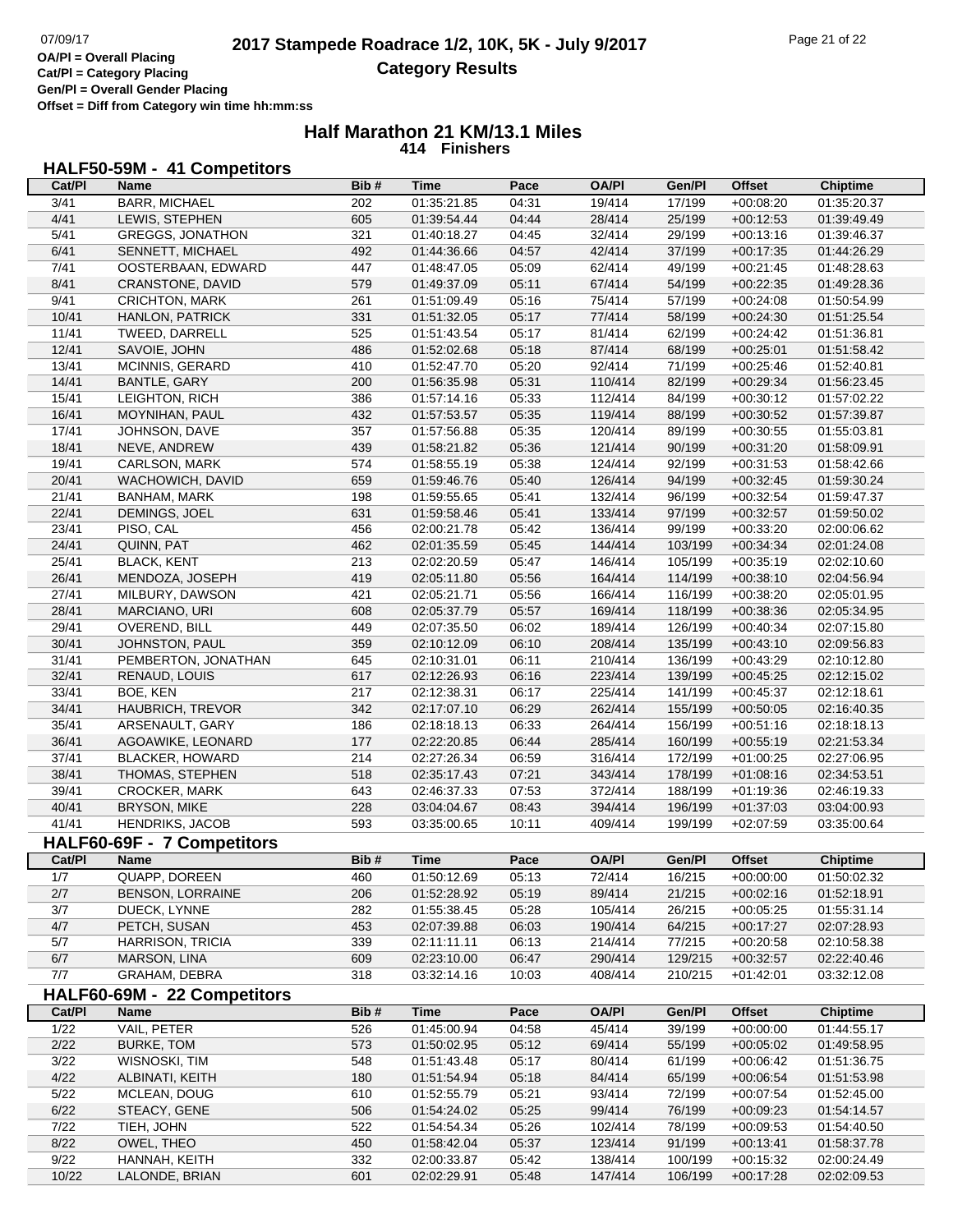OA/Pl = Overall Placing
Cat/Pl = Category Placing
Gen/Pl = Overall Gender Placing
Offset = Diff from Category win time hh:mm:ss

# 2017 Stampede Roadrace 1/2, 10K, 5K - July 9/2017

## Category Results

## Half Marathon 21 KM/13.1 Miles

414 Finishers

### HALF50-59M - 41 Competitors

| Cat/Pl | Name | Bib # | Time | Pace | OA/Pl | Gen/Pl | Offset | Chiptime |
|---|---|---|---|---|---|---|---|---|
| 3/41 | BARR, MICHAEL | 202 | 01:35:21.85 | 04:31 | 19/414 | 17/199 | +00:08:20 | 01:35:20.37 |
| 4/41 | LEWIS, STEPHEN | 605 | 01:39:54.44 | 04:44 | 28/414 | 25/199 | +00:12:53 | 01:39:49.49 |
| 5/41 | GREGGS, JONATHON | 321 | 01:40:18.27 | 04:45 | 32/414 | 29/199 | +00:13:16 | 01:39:46.37 |
| 6/41 | SENNETT, MICHAEL | 492 | 01:44:36.66 | 04:57 | 42/414 | 37/199 | +00:17:35 | 01:44:26.29 |
| 7/41 | OOSTERBAAN, EDWARD | 447 | 01:48:47.05 | 05:09 | 62/414 | 49/199 | +00:21:45 | 01:48:28.63 |
| 8/41 | CRANSTONE, DAVID | 579 | 01:49:37.09 | 05:11 | 67/414 | 54/199 | +00:22:35 | 01:49:28.36 |
| 9/41 | CRICHTON, MARK | 261 | 01:51:09.49 | 05:16 | 75/414 | 57/199 | +00:24:08 | 01:50:54.99 |
| 10/41 | HANLON, PATRICK | 331 | 01:51:32.05 | 05:17 | 77/414 | 58/199 | +00:24:30 | 01:51:25.54 |
| 11/41 | TWEED, DARRELL | 525 | 01:51:43.54 | 05:17 | 81/414 | 62/199 | +00:24:42 | 01:51:36.81 |
| 12/41 | SAVOIE, JOHN | 486 | 01:52:02.68 | 05:18 | 87/414 | 68/199 | +00:25:01 | 01:51:58.42 |
| 13/41 | MCINNIS, GERARD | 410 | 01:52:47.70 | 05:20 | 92/414 | 71/199 | +00:25:46 | 01:52:40.81 |
| 14/41 | BANTLE, GARY | 200 | 01:56:35.98 | 05:31 | 110/414 | 82/199 | +00:29:34 | 01:56:23.45 |
| 15/41 | LEIGHTON, RICH | 386 | 01:57:14.16 | 05:33 | 112/414 | 84/199 | +00:30:12 | 01:57:02.22 |
| 16/41 | MOYNIHAN, PAUL | 432 | 01:57:53.57 | 05:35 | 119/414 | 88/199 | +00:30:52 | 01:57:39.87 |
| 17/41 | JOHNSON, DAVE | 357 | 01:57:56.88 | 05:35 | 120/414 | 89/199 | +00:30:55 | 01:55:03.81 |
| 18/41 | NEVE, ANDREW | 439 | 01:58:21.82 | 05:36 | 121/414 | 90/199 | +00:31:20 | 01:58:09.91 |
| 19/41 | CARLSON, MARK | 574 | 01:58:55.19 | 05:38 | 124/414 | 92/199 | +00:31:53 | 01:58:42.66 |
| 20/41 | WACHOWICH, DAVID | 659 | 01:59:46.76 | 05:40 | 126/414 | 94/199 | +00:32:45 | 01:59:30.24 |
| 21/41 | BANHAM, MARK | 198 | 01:59:55.65 | 05:41 | 132/414 | 96/199 | +00:32:54 | 01:59:47.37 |
| 22/41 | DEMINGS, JOEL | 631 | 01:59:58.46 | 05:41 | 133/414 | 97/199 | +00:32:57 | 01:59:50.02 |
| 23/41 | PISO, CAL | 456 | 02:00:21.78 | 05:42 | 136/414 | 99/199 | +00:33:20 | 02:00:06.62 |
| 24/41 | QUINN, PAT | 462 | 02:01:35.59 | 05:45 | 144/414 | 103/199 | +00:34:34 | 02:01:24.08 |
| 25/41 | BLACK, KENT | 213 | 02:02:20.59 | 05:47 | 146/414 | 105/199 | +00:35:19 | 02:02:10.60 |
| 26/41 | MENDOZA, JOSEPH | 419 | 02:05:11.80 | 05:56 | 164/414 | 114/199 | +00:38:10 | 02:04:56.94 |
| 27/41 | MILBURY, DAWSON | 421 | 02:05:21.71 | 05:56 | 166/414 | 116/199 | +00:38:20 | 02:05:01.95 |
| 28/41 | MARCIANO, URI | 608 | 02:05:37.79 | 05:57 | 169/414 | 118/199 | +00:38:36 | 02:05:34.95 |
| 29/41 | OVEREND, BILL | 449 | 02:07:35.50 | 06:02 | 189/414 | 126/199 | +00:40:34 | 02:07:15.80 |
| 30/41 | JOHNSTON, PAUL | 359 | 02:10:12.09 | 06:10 | 208/414 | 135/199 | +00:43:10 | 02:09:56.83 |
| 31/41 | PEMBERTON, JONATHAN | 645 | 02:10:31.01 | 06:11 | 210/414 | 136/199 | +00:43:29 | 02:10:12.80 |
| 32/41 | RENAUD, LOUIS | 617 | 02:12:26.93 | 06:16 | 223/414 | 139/199 | +00:45:25 | 02:12:15.02 |
| 33/41 | BOE, KEN | 217 | 02:12:38.31 | 06:17 | 225/414 | 141/199 | +00:45:37 | 02:12:18.61 |
| 34/41 | HAUBRICH, TREVOR | 342 | 02:17:07.10 | 06:29 | 262/414 | 155/199 | +00:50:05 | 02:16:40.35 |
| 35/41 | ARSENAULT, GARY | 186 | 02:18:18.13 | 06:33 | 264/414 | 156/199 | +00:51:16 | 02:18:18.13 |
| 36/41 | AGOAWIKE, LEONARD | 177 | 02:22:20.85 | 06:44 | 285/414 | 160/199 | +00:55:19 | 02:21:53.34 |
| 37/41 | BLACKER, HOWARD | 214 | 02:27:26.34 | 06:59 | 316/414 | 172/199 | +01:00:25 | 02:27:06.95 |
| 38/41 | THOMAS, STEPHEN | 518 | 02:35:17.43 | 07:21 | 343/414 | 178/199 | +01:08:16 | 02:34:53.51 |
| 39/41 | CROCKER, MARK | 643 | 02:46:37.33 | 07:53 | 372/414 | 188/199 | +01:19:36 | 02:46:19.33 |
| 40/41 | BRYSON, MIKE | 228 | 03:04:04.67 | 08:43 | 394/414 | 196/199 | +01:37:03 | 03:04:00.93 |
| 41/41 | HENDRIKS, JACOB | 593 | 03:35:00.65 | 10:11 | 409/414 | 199/199 | +02:07:59 | 03:35:00.64 |

### HALF60-69F - 7 Competitors

| Cat/Pl | Name | Bib # | Time | Pace | OA/Pl | Gen/Pl | Offset | Chiptime |
|---|---|---|---|---|---|---|---|---|
| 1/7 | QUAPP, DOREEN | 460 | 01:50:12.69 | 05:13 | 72/414 | 16/215 | +00:00:00 | 01:50:02.32 |
| 2/7 | BENSON, LORRAINE | 206 | 01:52:28.92 | 05:19 | 89/414 | 21/215 | +00:02:16 | 01:52:18.91 |
| 3/7 | DUECK, LYNNE | 282 | 01:55:38.45 | 05:28 | 105/414 | 26/215 | +00:05:25 | 01:55:31.14 |
| 4/7 | PETCH, SUSAN | 453 | 02:07:39.88 | 06:03 | 190/414 | 64/215 | +00:17:27 | 02:07:28.93 |
| 5/7 | HARRISON, TRICIA | 339 | 02:11:11.11 | 06:13 | 214/414 | 77/215 | +00:20:58 | 02:10:58.38 |
| 6/7 | MARSON, LINA | 609 | 02:23:10.00 | 06:47 | 290/414 | 129/215 | +00:32:57 | 02:22:40.46 |
| 7/7 | GRAHAM, DEBRA | 318 | 03:32:14.16 | 10:03 | 408/414 | 210/215 | +01:42:01 | 03:32:12.08 |

### HALF60-69M - 22 Competitors

| Cat/Pl | Name | Bib # | Time | Pace | OA/Pl | Gen/Pl | Offset | Chiptime |
|---|---|---|---|---|---|---|---|---|
| 1/22 | VAIL, PETER | 526 | 01:45:00.94 | 04:58 | 45/414 | 39/199 | +00:00:00 | 01:44:55.17 |
| 2/22 | BURKE, TOM | 573 | 01:50:02.95 | 05:12 | 69/414 | 55/199 | +00:05:02 | 01:49:58.95 |
| 3/22 | WISNOSKI, TIM | 548 | 01:51:43.48 | 05:17 | 80/414 | 61/199 | +00:06:42 | 01:51:36.75 |
| 4/22 | ALBINATI, KEITH | 180 | 01:51:54.94 | 05:18 | 84/414 | 65/199 | +00:06:54 | 01:51:53.98 |
| 5/22 | MCLEAN, DOUG | 610 | 01:52:55.79 | 05:21 | 93/414 | 72/199 | +00:07:54 | 01:52:45.00 |
| 6/22 | STEACY, GENE | 506 | 01:54:24.02 | 05:25 | 99/414 | 76/199 | +00:09:23 | 01:54:14.57 |
| 7/22 | TIEH, JOHN | 522 | 01:54:54.34 | 05:26 | 102/414 | 78/199 | +00:09:53 | 01:54:40.50 |
| 8/22 | OWEL, THEO | 450 | 01:58:42.04 | 05:37 | 123/414 | 91/199 | +00:13:41 | 01:58:37.78 |
| 9/22 | HANNAH, KEITH | 332 | 02:00:33.87 | 05:42 | 138/414 | 100/199 | +00:15:32 | 02:00:24.49 |
| 10/22 | LALONDE, BRIAN | 601 | 02:02:29.91 | 05:48 | 147/414 | 106/199 | +00:17:28 | 02:02:09.53 |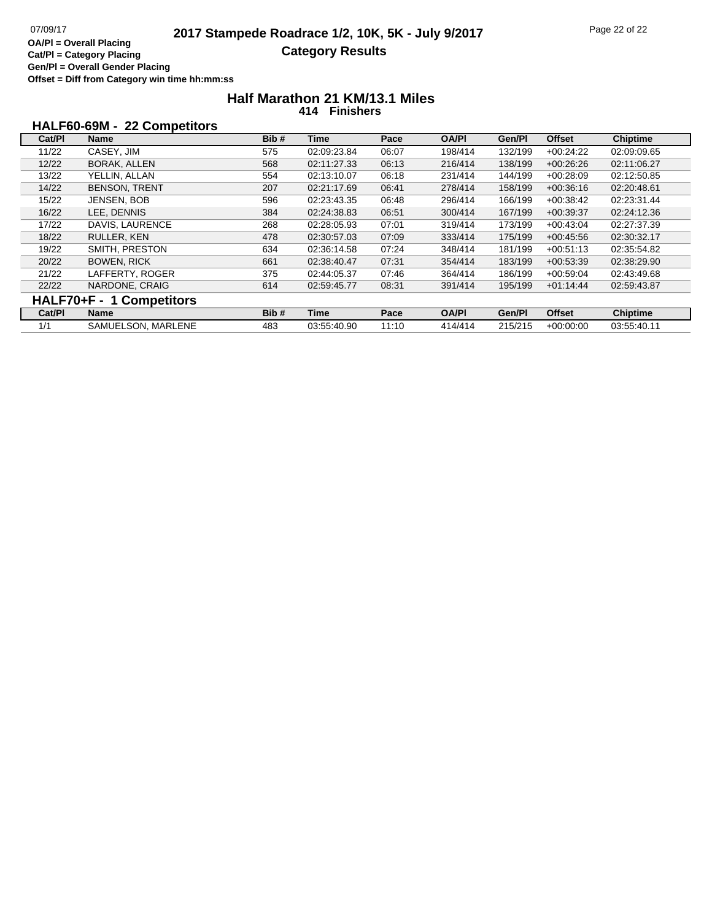OA/Pl = Overall Placing
Cat/Pl = Category Placing
Gen/Pl = Overall Gender Placing
Offset = Diff from Category win time hh:mm:ss

# 2017 Stampede Roadrace 1/2, 10K, 5K - July 9/2017

## Category Results

## Half Marathon 21 KM/13.1 Miles

**414 Finishers**

### HALF60-69M - 22 Competitors

| Cat/Pl | Name | Bib # | Time | Pace | OA/Pl | Gen/Pl | Offset | Chiptime |
|---|---|---|---|---|---|---|---|---|
| 11/22 | CASEY, JIM | 575 | 02:09:23.84 | 06:07 | 198/414 | 132/199 | +00:24:22 | 02:09:09.65 |
| 12/22 | BORAK, ALLEN | 568 | 02:11:27.33 | 06:13 | 216/414 | 138/199 | +00:26:26 | 02:11:06.27 |
| 13/22 | YELLIN, ALLAN | 554 | 02:13:10.07 | 06:18 | 231/414 | 144/199 | +00:28:09 | 02:12:50.85 |
| 14/22 | BENSON, TRENT | 207 | 02:21:17.69 | 06:41 | 278/414 | 158/199 | +00:36:16 | 02:20:48.61 |
| 15/22 | JENSEN, BOB | 596 | 02:23:43.35 | 06:48 | 296/414 | 166/199 | +00:38:42 | 02:23:31.44 |
| 16/22 | LEE, DENNIS | 384 | 02:24:38.83 | 06:51 | 300/414 | 167/199 | +00:39:37 | 02:24:12.36 |
| 17/22 | DAVIS, LAURENCE | 268 | 02:28:05.93 | 07:01 | 319/414 | 173/199 | +00:43:04 | 02:27:37.39 |
| 18/22 | RULLER, KEN | 478 | 02:30:57.03 | 07:09 | 333/414 | 175/199 | +00:45:56 | 02:30:32.17 |
| 19/22 | SMITH, PRESTON | 634 | 02:36:14.58 | 07:24 | 348/414 | 181/199 | +00:51:13 | 02:35:54.82 |
| 20/22 | BOWEN, RICK | 661 | 02:38:40.47 | 07:31 | 354/414 | 183/199 | +00:53:39 | 02:38:29.90 |
| 21/22 | LAFFERTY, ROGER | 375 | 02:44:05.37 | 07:46 | 364/414 | 186/199 | +00:59:04 | 02:43:49.68 |
| 22/22 | NARDONE, CRAIG | 614 | 02:59:45.77 | 08:31 | 391/414 | 195/199 | +01:14:44 | 02:59:43.87 |

### HALF70+F - 1 Competitors

| Cat/Pl | Name | Bib # | Time | Pace | OA/Pl | Gen/Pl | Offset | Chiptime |
|---|---|---|---|---|---|---|---|---|
| 1/1 | SAMUELSON, MARLENE | 483 | 03:55:40.90 | 11:10 | 414/414 | 215/215 | +00:00:00 | 03:55:40.11 |